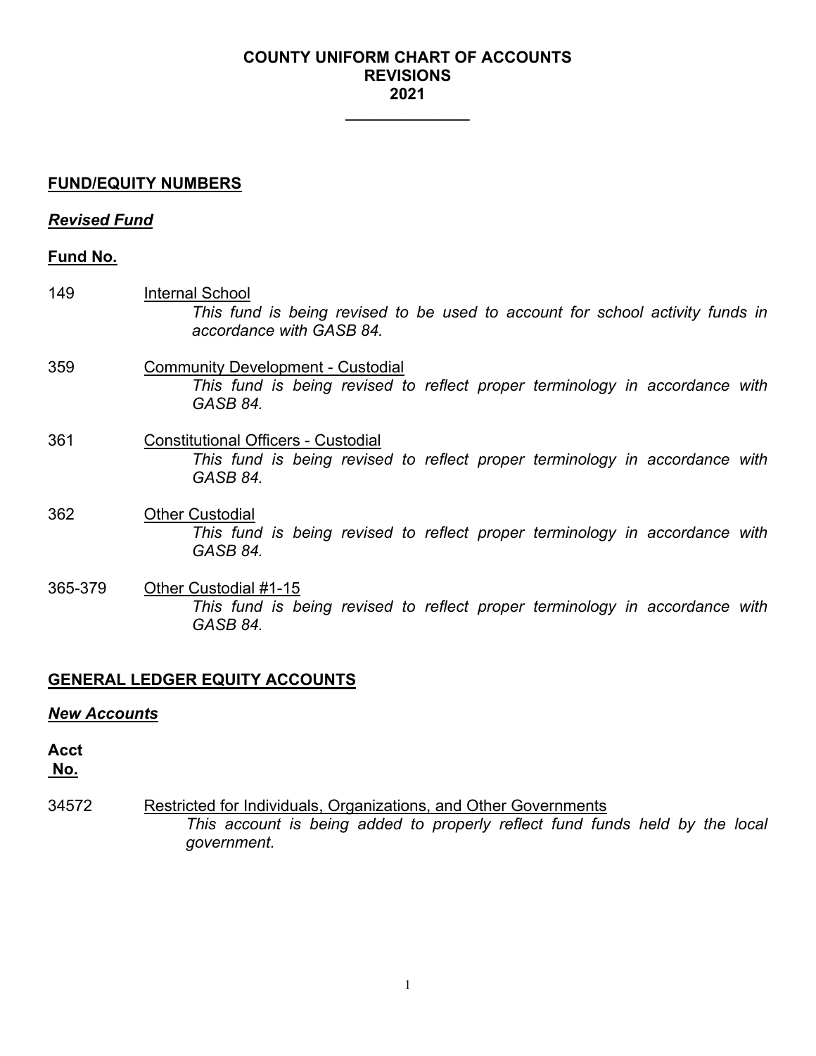# COUNTY UNIFORM CHART OF ACCOUNTS
# REVISIONS
# 2021

## FUND/EQUITY NUMBERS

### *Revised Fund*

**Fund No.**

149 Internal School

*This fund is being revised to be used to account for school activity funds in accordance with GASB 84.*

359 Community Development - Custodial

*This fund is being revised to reflect proper terminology in accordance with GASB 84.*

361 Constitutional Officers - Custodial

*This fund is being revised to reflect proper terminology in accordance with GASB 84.*

362 Other Custodial

*This fund is being revised to reflect proper terminology in accordance with GASB 84.*

365-379 Other Custodial #1-15

*This fund is being revised to reflect proper terminology in accordance with GASB 84.*

## GENERAL LEDGER EQUITY ACCOUNTS

### *New Accounts*

**Acct No.**

34572 Restricted for Individuals, Organizations, and Other Governments

*This account is being added to properly reflect fund funds held by the local government.*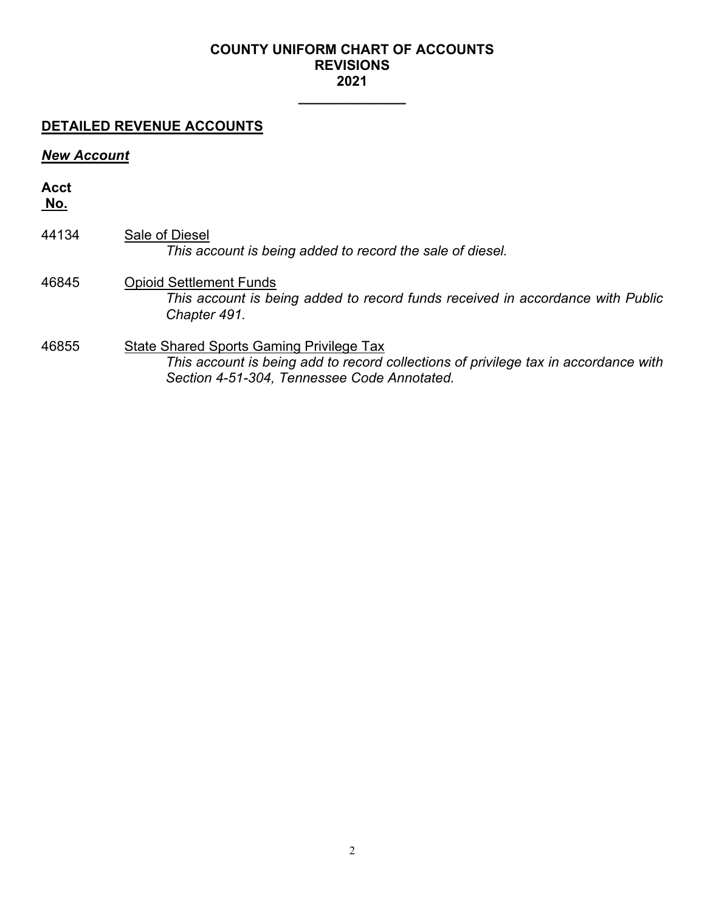**COUNTY UNIFORM CHART OF ACCOUNTS**
**REVISIONS**
**2021**

---

## DETAILED REVENUE ACCOUNTS

***New Account***

**Acct No.**

44134 Sale of Diesel

*This account is being added to record the sale of diesel.*

46845 Opioid Settlement Funds

*This account is being added to record funds received in accordance with Public Chapter 491.*

46855 State Shared Sports Gaming Privilege Tax

*This account is being add to record collections of privilege tax in accordance with Section 4-51-304, Tennessee Code Annotated.*